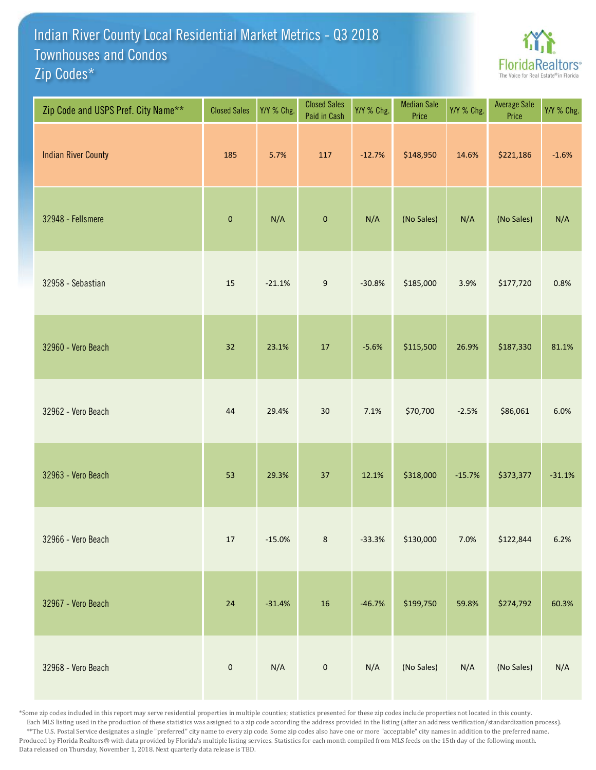# Indian River County Local Residential Market Metrics - Q3 2018
## Townhouses and Condos
## Zip Codes*

| Zip Code and USPS Pref. City Name** | Closed Sales | Y/Y % Chg. | Closed Sales Paid in Cash | Y/Y % Chg. | Median Sale Price | Y/Y % Chg. | Average Sale Price | Y/Y % Chg. |
|---|---|---|---|---|---|---|---|---|
| Indian River County | 185 | 5.7% | 117 | -12.7% | $148,950 | 14.6% | $221,186 | -1.6% |
| 32948 - Fellsmere | 0 | N/A | 0 | N/A | (No Sales) | N/A | (No Sales) | N/A |
| 32958 - Sebastian | 15 | -21.1% | 9 | -30.8% | $185,000 | 3.9% | $177,720 | 0.8% |
| 32960 - Vero Beach | 32 | 23.1% | 17 | -5.6% | $115,500 | 26.9% | $187,330 | 81.1% |
| 32962 - Vero Beach | 44 | 29.4% | 30 | 7.1% | $70,700 | -2.5% | $86,061 | 6.0% |
| 32963 - Vero Beach | 53 | 29.3% | 37 | 12.1% | $318,000 | -15.7% | $373,377 | -31.1% |
| 32966 - Vero Beach | 17 | -15.0% | 8 | -33.3% | $130,000 | 7.0% | $122,844 | 6.2% |
| 32967 - Vero Beach | 24 | -31.4% | 16 | -46.7% | $199,750 | 59.8% | $274,792 | 60.3% |
| 32968 - Vero Beach | 0 | N/A | 0 | N/A | (No Sales) | N/A | (No Sales) | N/A |

*Some zip codes included in this report may serve residential properties in multiple counties; statistics presented for these zip codes include properties not located in this county. Each MLS listing used in the production of these statistics was assigned to a zip code according the address provided in the listing (after an address verification/standardization process).

**The U.S. Postal Service designates a single "preferred" city name to every zip code. Some zip codes also have one or more "acceptable" city names in addition to the preferred name.

Produced by Florida Realtors® with data provided by Florida's multiple listing services. Statistics for each month compiled from MLS feeds on the 15th day of the following month.

Data released on Thursday, November 1, 2018. Next quarterly data release is TBD.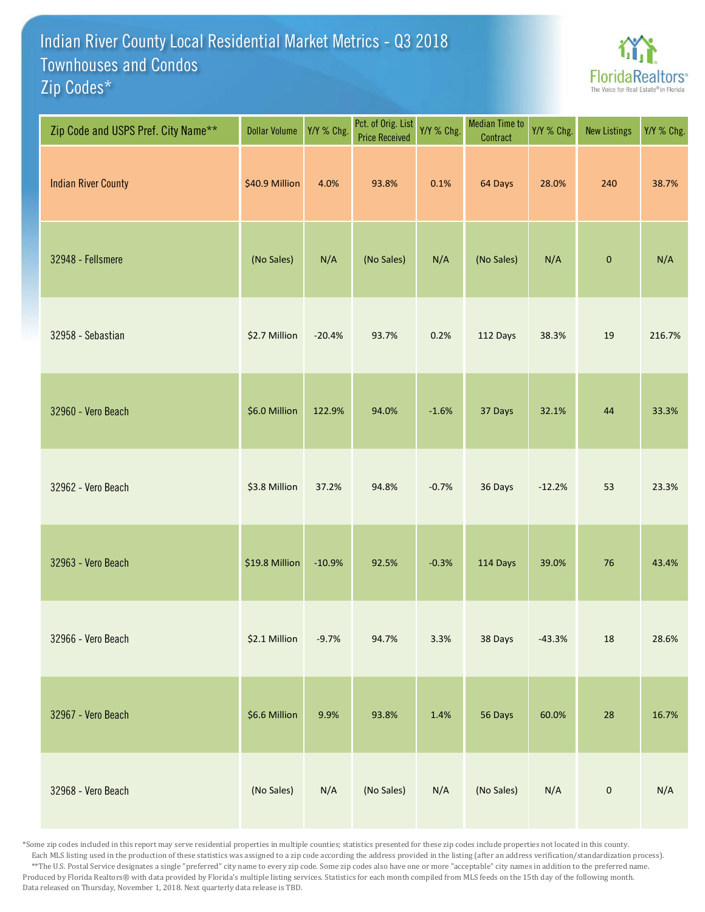# Indian River County Local Residential Market Metrics - Q3 2018
## Townhouses and Condos
## Zip Codes*

FloridaRealtors® The Voice for Real Estate® in Florida

| Zip Code and USPS Pref. City Name** | Dollar Volume | Y/Y % Chg. | Pct. of Orig. List Price Received | Y/Y % Chg. | Median Time to Contract | Y/Y % Chg. | New Listings | Y/Y % Chg. |
|---|---|---|---|---|---|---|---|---|
| Indian River County | $40.9 Million | 4.0% | 93.8% | 0.1% | 64 Days | 28.0% | 240 | 38.7% |
| 32948 - Fellsmere | (No Sales) | N/A | (No Sales) | N/A | (No Sales) | N/A | 0 | N/A |
| 32958 - Sebastian | $2.7 Million | -20.4% | 93.7% | 0.2% | 112 Days | 38.3% | 19 | 216.7% |
| 32960 - Vero Beach | $6.0 Million | 122.9% | 94.0% | -1.6% | 37 Days | 32.1% | 44 | 33.3% |
| 32962 - Vero Beach | $3.8 Million | 37.2% | 94.8% | -0.7% | 36 Days | -12.2% | 53 | 23.3% |
| 32963 - Vero Beach | $19.8 Million | -10.9% | 92.5% | -0.3% | 114 Days | 39.0% | 76 | 43.4% |
| 32966 - Vero Beach | $2.1 Million | -9.7% | 94.7% | 3.3% | 38 Days | -43.3% | 18 | 28.6% |
| 32967 - Vero Beach | $6.6 Million | 9.9% | 93.8% | 1.4% | 56 Days | 60.0% | 28 | 16.7% |
| 32968 - Vero Beach | (No Sales) | N/A | (No Sales) | N/A | (No Sales) | N/A | 0 | N/A |

*Some zip codes included in this report may serve residential properties in multiple counties; statistics presented for these zip codes include properties not located in this county. Each MLS listing used in the production of these statistics was assigned to a zip code according the address provided in the listing (after an address verification/standardization process).
**The U.S. Postal Service designates a single "preferred" city name to every zip code. Some zip codes also have one or more "acceptable" city names in addition to the preferred name.
Produced by Florida Realtors® with data provided by Florida's multiple listing services. Statistics for each month compiled from MLS feeds on the 15th day of the following month.
Data released on Thursday, November 1, 2018. Next quarterly data release is TBD.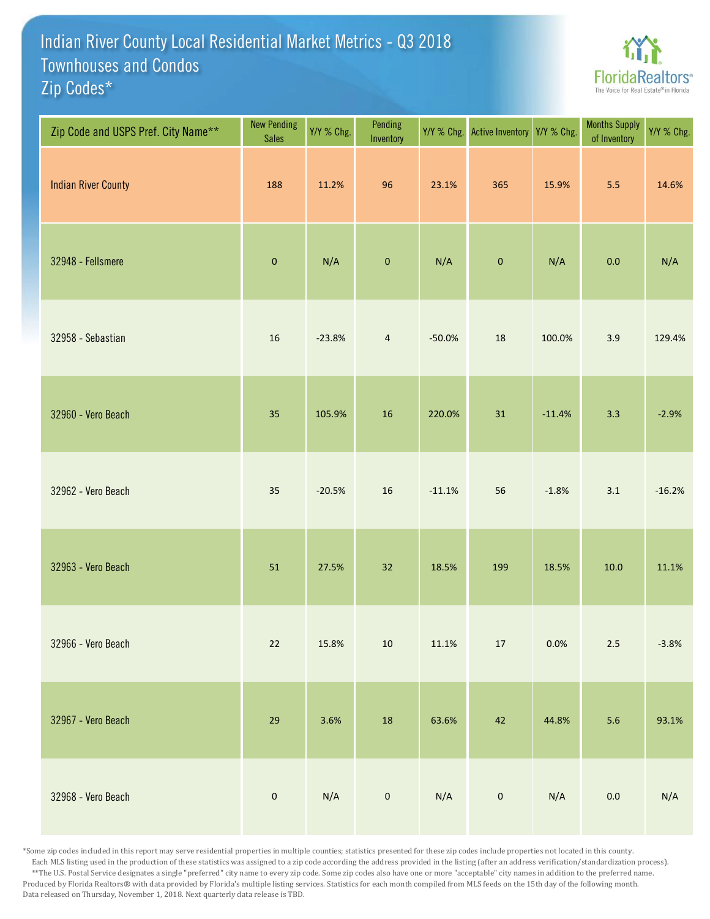# Indian River County Local Residential Market Metrics - Q3 2018
## Townhouses and Condos
## Zip Codes*

FloridaRealtors® The Voice for Real Estate® in Florida

| Zip Code and USPS Pref. City Name** | New Pending Sales | Y/Y % Chg. | Pending Inventory | Y/Y % Chg. | Active Inventory | Y/Y % Chg. | Months Supply of Inventory | Y/Y % Chg. |
|---|---|---|---|---|---|---|---|---|
| Indian River County | 188 | 11.2% | 96 | 23.1% | 365 | 15.9% | 5.5 | 14.6% |
| 32948 - Fellsmere | 0 | N/A | 0 | N/A | 0 | N/A | 0.0 | N/A |
| 32958 - Sebastian | 16 | -23.8% | 4 | -50.0% | 18 | 100.0% | 3.9 | 129.4% |
| 32960 - Vero Beach | 35 | 105.9% | 16 | 220.0% | 31 | -11.4% | 3.3 | -2.9% |
| 32962 - Vero Beach | 35 | -20.5% | 16 | -11.1% | 56 | -1.8% | 3.1 | -16.2% |
| 32963 - Vero Beach | 51 | 27.5% | 32 | 18.5% | 199 | 18.5% | 10.0 | 11.1% |
| 32966 - Vero Beach | 22 | 15.8% | 10 | 11.1% | 17 | 0.0% | 2.5 | -3.8% |
| 32967 - Vero Beach | 29 | 3.6% | 18 | 63.6% | 42 | 44.8% | 5.6 | 93.1% |
| 32968 - Vero Beach | 0 | N/A | 0 | N/A | 0 | N/A | 0.0 | N/A |

*Some zip codes included in this report may serve residential properties in multiple counties; statistics presented for these zip codes include properties not located in this county. Each MLS listing used in the production of these statistics was assigned to a zip code according the address provided in the listing (after an address verification/standardization process).
**The U.S. Postal Service designates a single "preferred" city name to every zip code. Some zip codes also have one or more "acceptable" city names in addition to the preferred name.
Produced by Florida Realtors® with data provided by Florida's multiple listing services. Statistics for each month compiled from MLS feeds on the 15th day of the following month.
Data released on Thursday, November 1, 2018. Next quarterly data release is TBD.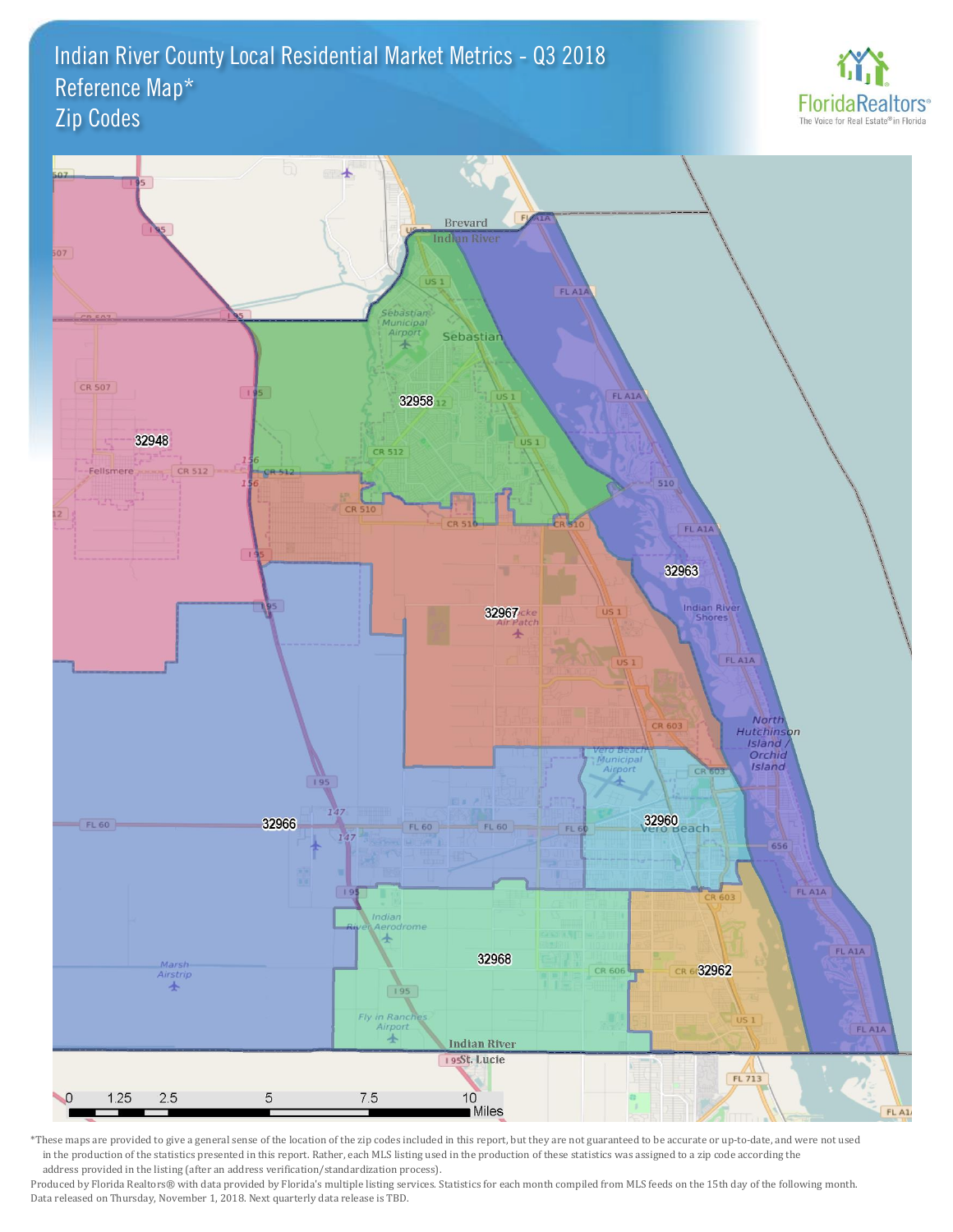# Indian River County Local Residential Market Metrics - Q3 2018

## Reference Map*

## Zip Codes

FloridaRealtors®
The Voice for Real Estate® in Florida

32948
32958
32963
32967
32966
32960
32968
32962

0 1.25 2.5 5 7.5 10
Miles

*These maps are provided to give a general sense of the location of the zip codes included in this report, but they are not guaranteed to be accurate or up-to-date, and were not used in the production of the statistics presented in this report. Rather, each MLS listing used in the production of these statistics was assigned to a zip code according the address provided in the listing (after an address verification/standardization process).

Produced by Florida Realtors® with data provided by Florida's multiple listing services. Statistics for each month compiled from MLS feeds on the 15th day of the following month. Data released on Thursday, November 1, 2018. Next quarterly data release is TBD.